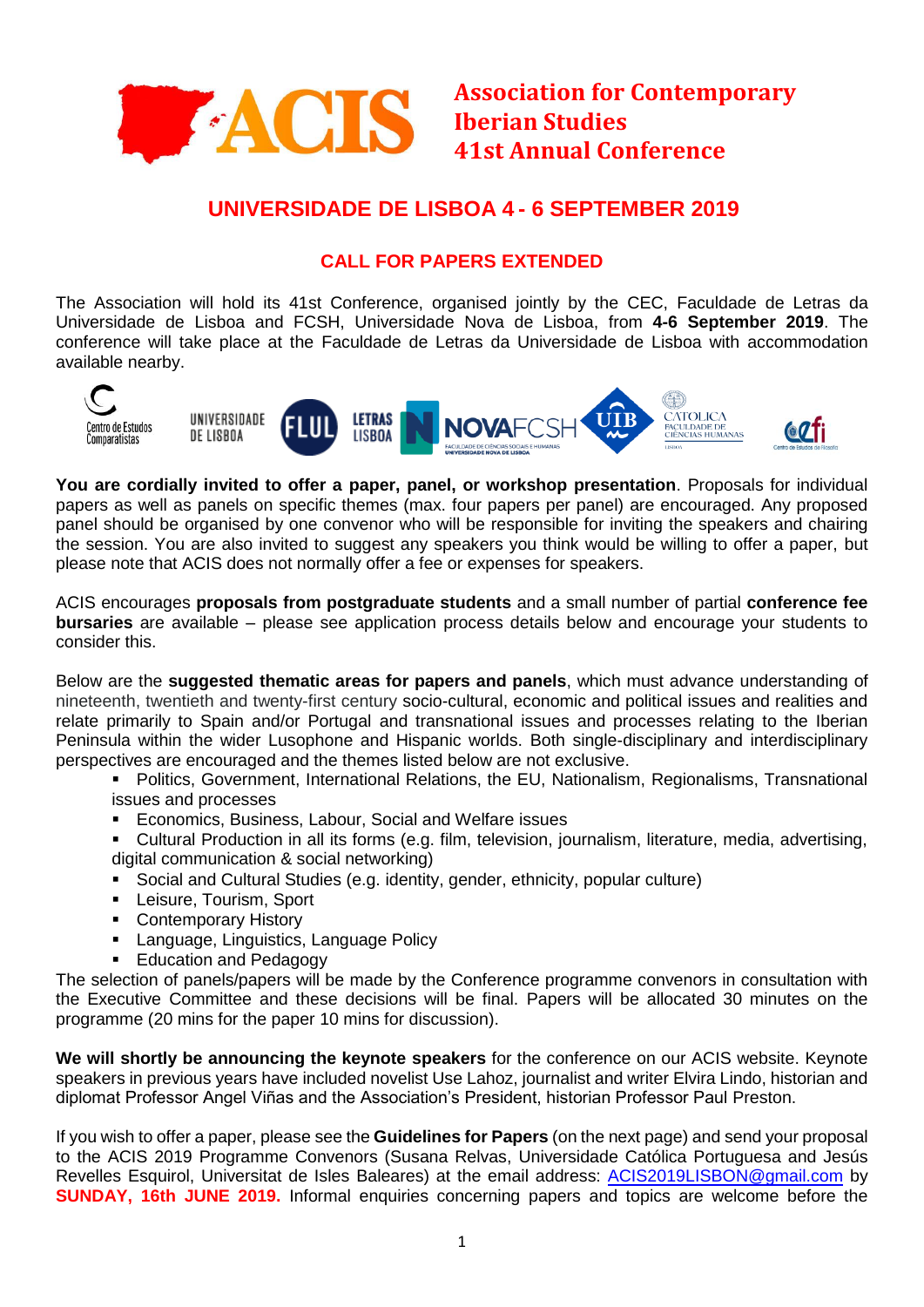# ACIS Association for Contemporary Iberian Studies 41st Annual Conference

## UNIVERSIDADE DE LISBOA 4 - 6 SEPTEMBER 2019

### CALL FOR PAPERS EXTENDED

The Association will hold its 41st Conference, organised jointly by the CEC, Faculdade de Letras da Universidade de Lisboa and FCSH, Universidade Nova de Lisboa, from **4-6 September 2019**. The conference will take place at the Faculdade de Letras da Universidade de Lisboa with accommodation available nearby.

**You are cordially invited to offer a paper, panel, or workshop presentation**. Proposals for individual papers as well as panels on specific themes (max. four papers per panel) are encouraged. Any proposed panel should be organised by one convenor who will be responsible for inviting the speakers and chairing the session. You are also invited to suggest any speakers you think would be willing to offer a paper, but please note that ACIS does not normally offer a fee or expenses for speakers.

ACIS encourages **proposals from postgraduate students** and a small number of partial **conference fee bursaries** are available – please see application process details below and encourage your students to consider this.

Below are the **suggested thematic areas for papers and panels**, which must advance understanding of nineteenth, twentieth and twenty-first century socio-cultural, economic and political issues and realities and relate primarily to Spain and/or Portugal and transnational issues and processes relating to the Iberian Peninsula within the wider Lusophone and Hispanic worlds. Both single-disciplinary and interdisciplinary perspectives are encouraged and the themes listed below are not exclusive.

- Politics, Government, International Relations, the EU, Nationalism, Regionalisms, Transnational issues and processes
- Economics, Business, Labour, Social and Welfare issues
- Cultural Production in all its forms (e.g. film, television, journalism, literature, media, advertising, digital communication & social networking)
- Social and Cultural Studies (e.g. identity, gender, ethnicity, popular culture)
- Leisure, Tourism, Sport
- Contemporary History
- Language, Linguistics, Language Policy
- Education and Pedagogy

The selection of panels/papers will be made by the Conference programme convenors in consultation with the Executive Committee and these decisions will be final. Papers will be allocated 30 minutes on the programme (20 mins for the paper 10 mins for discussion).

**We will shortly be announcing the keynote speakers** for the conference on our ACIS website. Keynote speakers in previous years have included novelist Use Lahoz, journalist and writer Elvira Lindo, historian and diplomat Professor Angel Viñas and the Association's President, historian Professor Paul Preston.

If you wish to offer a paper, please see the **Guidelines for Papers** (on the next page) and send your proposal to the ACIS 2019 Programme Convenors (Susana Relvas, Universidade Católica Portuguesa and Jesús Revelles Esquirol, Universitat de Isles Baleares) at the email address: ACIS2019LISBON@gmail.com by **SUNDAY, 16th JUNE 2019.** Informal enquiries concerning papers and topics are welcome before the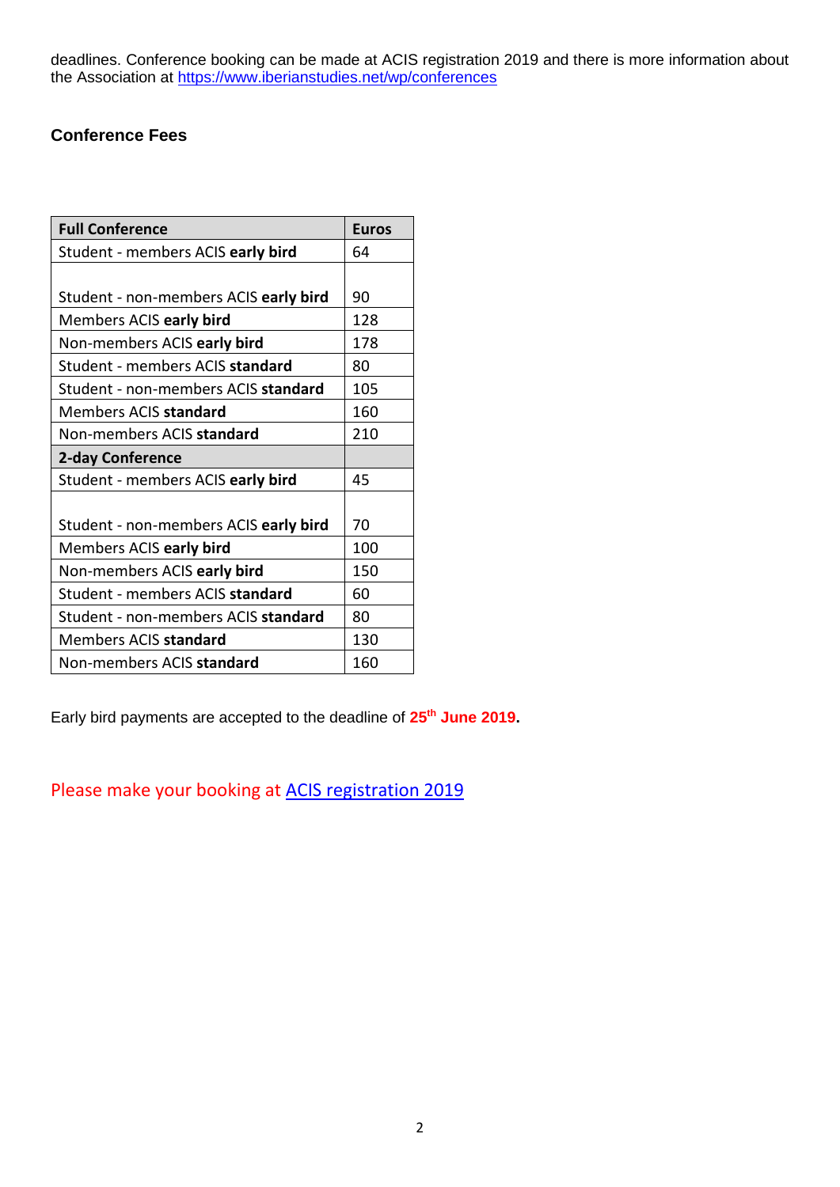deadlines. Conference booking can be made at ACIS registration 2019 and there is more information about the Association at [https://www.iberianstudies.net/wp/conferences](https://www.iberianstudies.net/wp/conferences)

### Conference Fees

| **Full Conference** | **Euros** |
|---|---|
| Student - members ACIS **early bird** | 64 |
| Student - non-members ACIS **early bird** | 90 |
| Members ACIS **early bird** | 128 |
| Non-members ACIS **early bird** | 178 |
| Student - members ACIS **standard** | 80 |
| Student - non-members ACIS **standard** | 105 |
| Members ACIS **standard** | 160 |
| Non-members ACIS **standard** | 210 |
| **2-day Conference** | |
| Student - members ACIS **early bird** | 45 |
| Student - non-members ACIS **early bird** | 70 |
| Members ACIS **early bird** | 100 |
| Non-members ACIS **early bird** | 150 |
| Student - members ACIS **standard** | 60 |
| Student - non-members ACIS **standard** | 80 |
| Members ACIS **standard** | 130 |
| Non-members ACIS **standard** | 160 |

Early bird payments are accepted to the deadline of **25th June 2019.**

Please make your booking at ACIS registration 2019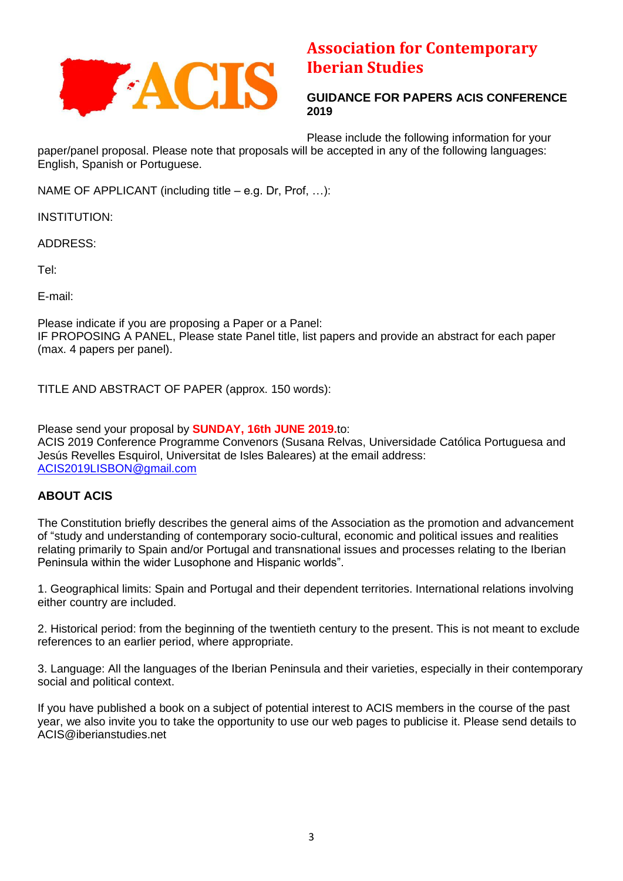# Association for Contemporary Iberian Studies

**GUIDANCE FOR PAPERS ACIS CONFERENCE 2019**

Please include the following information for your paper/panel proposal. Please note that proposals will be accepted in any of the following languages: English, Spanish or Portuguese.

NAME OF APPLICANT (including title – e.g. Dr, Prof, …):

INSTITUTION:

ADDRESS:

Tel:

E-mail:

Please indicate if you are proposing a Paper or a Panel:
IF PROPOSING A PANEL, Please state Panel title, list papers and provide an abstract for each paper (max. 4 papers per panel).

TITLE AND ABSTRACT OF PAPER (approx. 150 words):

Please send your proposal by **SUNDAY, 16th JUNE 2019.**to:
ACIS 2019 Conference Programme Convenors (Susana Relvas, Universidade Católica Portuguesa and Jesús Revelles Esquirol, Universitat de Isles Baleares) at the email address: [ACIS2019LISBON@gmail.com](mailto:ACIS2019LISBON@gmail.com)

## ABOUT ACIS

The Constitution briefly describes the general aims of the Association as the promotion and advancement of "study and understanding of contemporary socio-cultural, economic and political issues and realities relating primarily to Spain and/or Portugal and transnational issues and processes relating to the Iberian Peninsula within the wider Lusophone and Hispanic worlds".

1. Geographical limits: Spain and Portugal and their dependent territories. International relations involving either country are included.

2. Historical period: from the beginning of the twentieth century to the present. This is not meant to exclude references to an earlier period, where appropriate.

3. Language: All the languages of the Iberian Peninsula and their varieties, especially in their contemporary social and political context.

If you have published a book on a subject of potential interest to ACIS members in the course of the past year, we also invite you to take the opportunity to use our web pages to publicise it. Please send details to ACIS@iberianstudies.net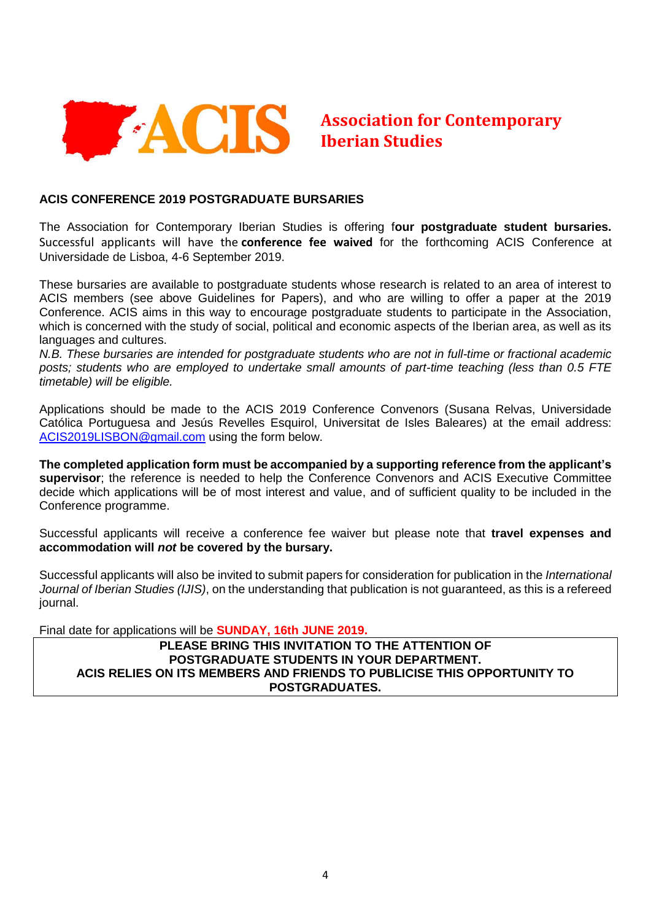**Association for Contemporary Iberian Studies**

## ACIS CONFERENCE 2019 POSTGRADUATE BURSARIES

The Association for Contemporary Iberian Studies is offering f**our postgraduate student bursaries.** Successful applicants will have the **conference fee waived** for the forthcoming ACIS Conference at Universidade de Lisboa, 4-6 September 2019.

These bursaries are available to postgraduate students whose research is related to an area of interest to ACIS members (see above Guidelines for Papers), and who are willing to offer a paper at the 2019 Conference. ACIS aims in this way to encourage postgraduate students to participate in the Association, which is concerned with the study of social, political and economic aspects of the Iberian area, as well as its languages and cultures.
*N.B. These bursaries are intended for postgraduate students who are not in full-time or fractional academic posts; students who are employed to undertake small amounts of part-time teaching (less than 0.5 FTE timetable) will be eligible.*

Applications should be made to the ACIS 2019 Conference Convenors (Susana Relvas, Universidade Católica Portuguesa and Jesús Revelles Esquirol, Universitat de Isles Baleares) at the email address: ACIS2019LISBON@gmail.com using the form below.

**The completed application form must be accompanied by a supporting reference from the applicant's supervisor**; the reference is needed to help the Conference Convenors and ACIS Executive Committee decide which applications will be of most interest and value, and of sufficient quality to be included in the Conference programme.

Successful applicants will receive a conference fee waiver but please note that **travel expenses and accommodation will *not* be covered by the bursary.**

Successful applicants will also be invited to submit papers for consideration for publication in the *International Journal of Iberian Studies (IJIS)*, on the understanding that publication is not guaranteed, as this is a refereed journal.

Final date for applications will be **SUNDAY, 16th JUNE 2019.**

**PLEASE BRING THIS INVITATION TO THE ATTENTION OF POSTGRADUATE STUDENTS IN YOUR DEPARTMENT.
ACIS RELIES ON ITS MEMBERS AND FRIENDS TO PUBLICISE THIS OPPORTUNITY TO POSTGRADUATES.**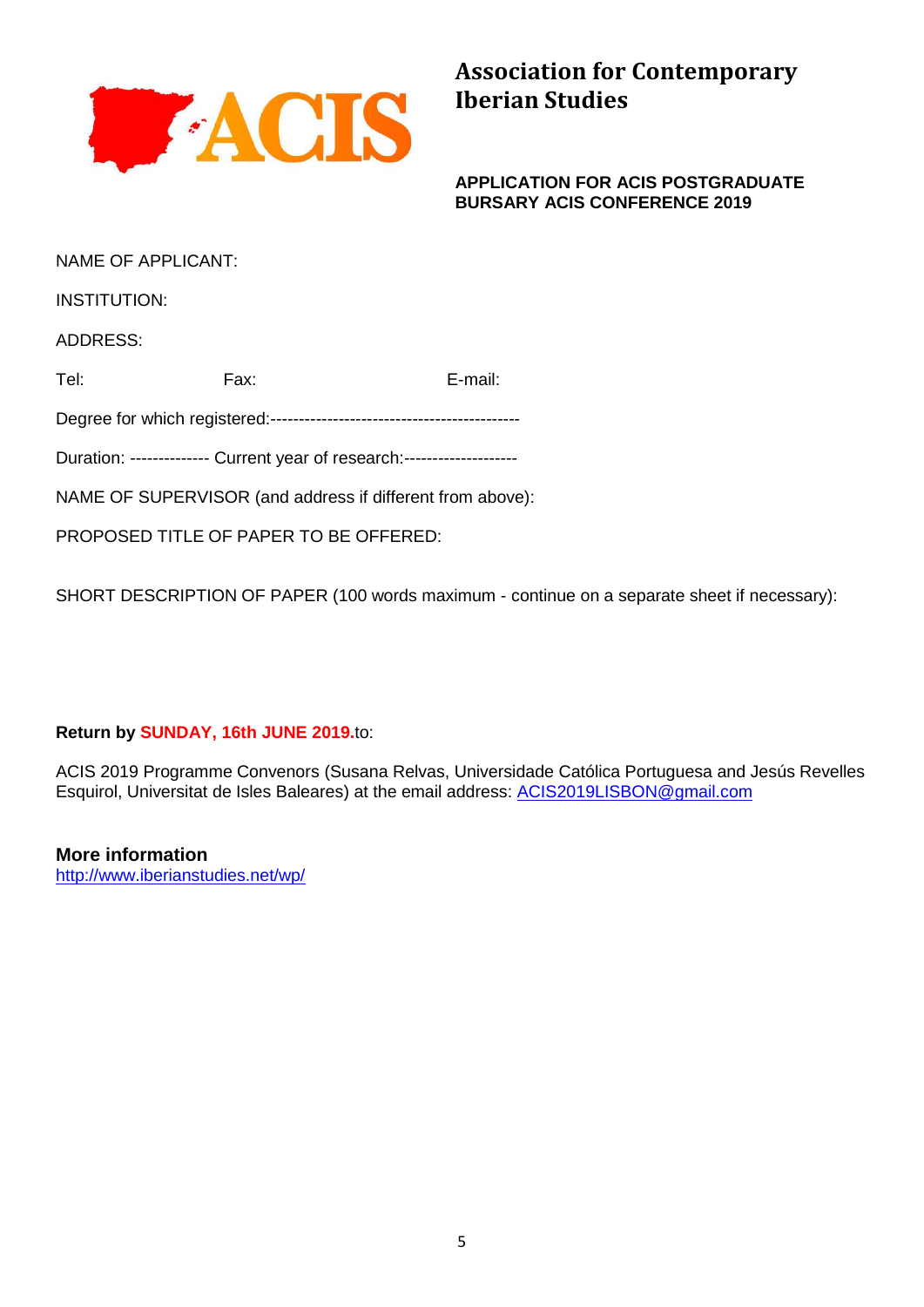# Association for Contemporary Iberian Studies

**APPLICATION FOR ACIS POSTGRADUATE BURSARY ACIS CONFERENCE 2019**

NAME OF APPLICANT:

INSTITUTION:

ADDRESS:

Tel: Fax: E-mail:

Degree for which registered:-------------------------------------------

Duration: -------------- Current year of research:--------------------

NAME OF SUPERVISOR (and address if different from above):

PROPOSED TITLE OF PAPER TO BE OFFERED:

SHORT DESCRIPTION OF PAPER (100 words maximum - continue on a separate sheet if necessary):

**Return by SUNDAY, 16th JUNE 2019.** to:

ACIS 2019 Programme Convenors (Susana Relvas, Universidade Católica Portuguesa and Jesús Revelles Esquirol, Universitat de Isles Baleares) at the email address: ACIS2019LISBON@gmail.com

**More information**
http://www.iberianstudies.net/wp/